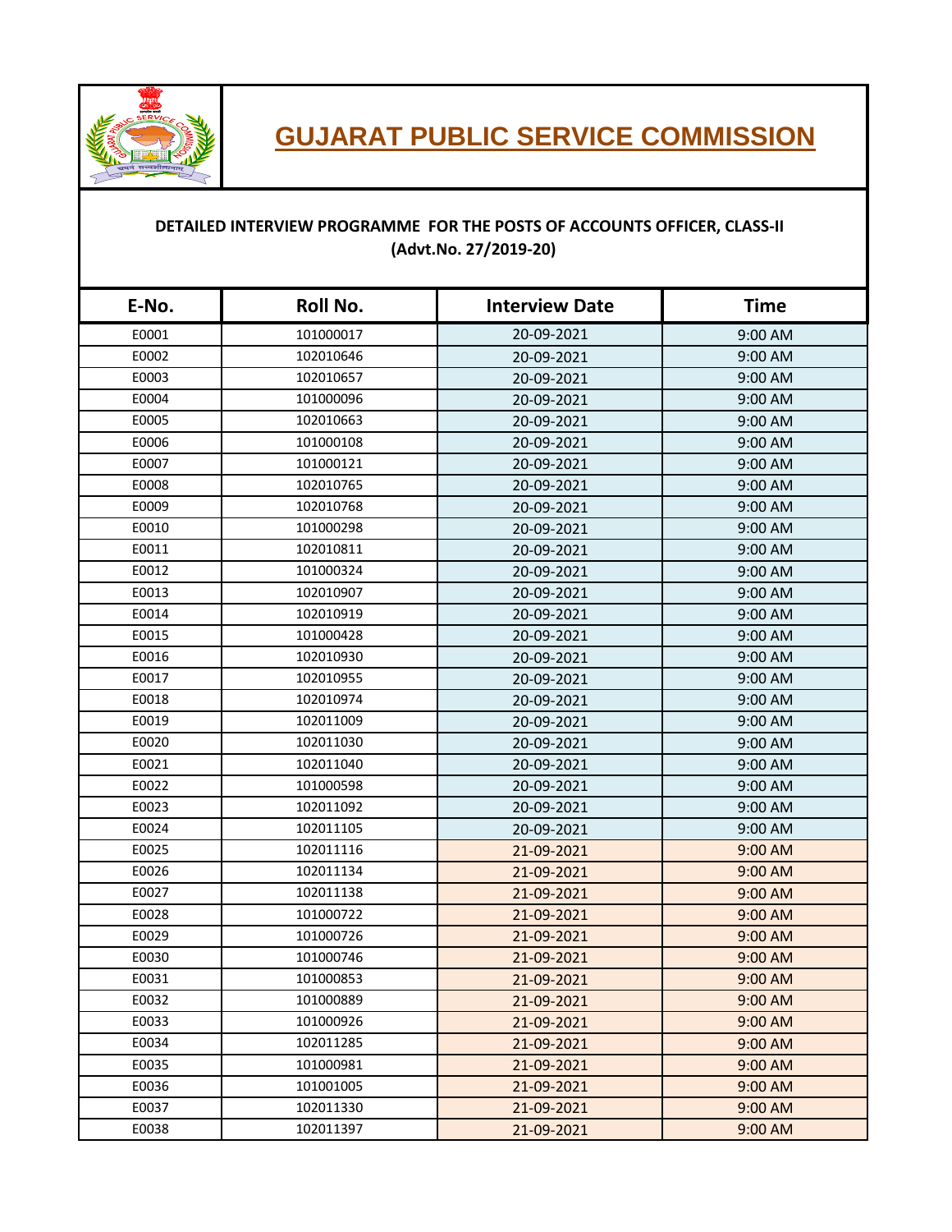# GUJARAT PUBLIC SERVICE COMMISSION

**DETAILED INTERVIEW PROGRAMME FOR THE POSTS OF ACCOUNTS OFFICER, CLASS-II**
**(Advt.No. 27/2019-20)**

| E-No. | Roll No. | Interview Date | Time |
|---|---|---|---|
| E0001 | 101000017 | 20-09-2021 | 9:00 AM |
| E0002 | 102010646 | 20-09-2021 | 9:00 AM |
| E0003 | 102010657 | 20-09-2021 | 9:00 AM |
| E0004 | 101000096 | 20-09-2021 | 9:00 AM |
| E0005 | 102010663 | 20-09-2021 | 9:00 AM |
| E0006 | 101000108 | 20-09-2021 | 9:00 AM |
| E0007 | 101000121 | 20-09-2021 | 9:00 AM |
| E0008 | 102010765 | 20-09-2021 | 9:00 AM |
| E0009 | 102010768 | 20-09-2021 | 9:00 AM |
| E0010 | 101000298 | 20-09-2021 | 9:00 AM |
| E0011 | 102010811 | 20-09-2021 | 9:00 AM |
| E0012 | 101000324 | 20-09-2021 | 9:00 AM |
| E0013 | 102010907 | 20-09-2021 | 9:00 AM |
| E0014 | 102010919 | 20-09-2021 | 9:00 AM |
| E0015 | 101000428 | 20-09-2021 | 9:00 AM |
| E0016 | 102010930 | 20-09-2021 | 9:00 AM |
| E0017 | 102010955 | 20-09-2021 | 9:00 AM |
| E0018 | 102010974 | 20-09-2021 | 9:00 AM |
| E0019 | 102011009 | 20-09-2021 | 9:00 AM |
| E0020 | 102011030 | 20-09-2021 | 9:00 AM |
| E0021 | 102011040 | 20-09-2021 | 9:00 AM |
| E0022 | 101000598 | 20-09-2021 | 9:00 AM |
| E0023 | 102011092 | 20-09-2021 | 9:00 AM |
| E0024 | 102011105 | 20-09-2021 | 9:00 AM |
| E0025 | 102011116 | 21-09-2021 | 9:00 AM |
| E0026 | 102011134 | 21-09-2021 | 9:00 AM |
| E0027 | 102011138 | 21-09-2021 | 9:00 AM |
| E0028 | 101000722 | 21-09-2021 | 9:00 AM |
| E0029 | 101000726 | 21-09-2021 | 9:00 AM |
| E0030 | 101000746 | 21-09-2021 | 9:00 AM |
| E0031 | 101000853 | 21-09-2021 | 9:00 AM |
| E0032 | 101000889 | 21-09-2021 | 9:00 AM |
| E0033 | 101000926 | 21-09-2021 | 9:00 AM |
| E0034 | 102011285 | 21-09-2021 | 9:00 AM |
| E0035 | 101000981 | 21-09-2021 | 9:00 AM |
| E0036 | 101001005 | 21-09-2021 | 9:00 AM |
| E0037 | 102011330 | 21-09-2021 | 9:00 AM |
| E0038 | 102011397 | 21-09-2021 | 9:00 AM |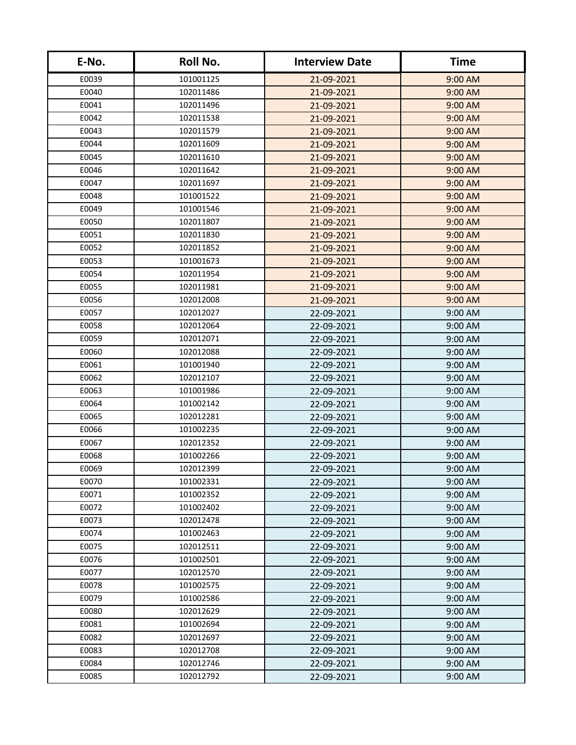| E-No. | Roll No. | Interview Date | Time |
|---|---|---|---|
| E0039 | 101001125 | 21-09-2021 | 9:00 AM |
| E0040 | 102011486 | 21-09-2021 | 9:00 AM |
| E0041 | 102011496 | 21-09-2021 | 9:00 AM |
| E0042 | 102011538 | 21-09-2021 | 9:00 AM |
| E0043 | 102011579 | 21-09-2021 | 9:00 AM |
| E0044 | 102011609 | 21-09-2021 | 9:00 AM |
| E0045 | 102011610 | 21-09-2021 | 9:00 AM |
| E0046 | 102011642 | 21-09-2021 | 9:00 AM |
| E0047 | 102011697 | 21-09-2021 | 9:00 AM |
| E0048 | 101001522 | 21-09-2021 | 9:00 AM |
| E0049 | 101001546 | 21-09-2021 | 9:00 AM |
| E0050 | 102011807 | 21-09-2021 | 9:00 AM |
| E0051 | 102011830 | 21-09-2021 | 9:00 AM |
| E0052 | 102011852 | 21-09-2021 | 9:00 AM |
| E0053 | 101001673 | 21-09-2021 | 9:00 AM |
| E0054 | 102011954 | 21-09-2021 | 9:00 AM |
| E0055 | 102011981 | 21-09-2021 | 9:00 AM |
| E0056 | 102012008 | 21-09-2021 | 9:00 AM |
| E0057 | 102012027 | 22-09-2021 | 9:00 AM |
| E0058 | 102012064 | 22-09-2021 | 9:00 AM |
| E0059 | 102012071 | 22-09-2021 | 9:00 AM |
| E0060 | 102012088 | 22-09-2021 | 9:00 AM |
| E0061 | 101001940 | 22-09-2021 | 9:00 AM |
| E0062 | 102012107 | 22-09-2021 | 9:00 AM |
| E0063 | 101001986 | 22-09-2021 | 9:00 AM |
| E0064 | 101002142 | 22-09-2021 | 9:00 AM |
| E0065 | 102012281 | 22-09-2021 | 9:00 AM |
| E0066 | 101002235 | 22-09-2021 | 9:00 AM |
| E0067 | 102012352 | 22-09-2021 | 9:00 AM |
| E0068 | 101002266 | 22-09-2021 | 9:00 AM |
| E0069 | 102012399 | 22-09-2021 | 9:00 AM |
| E0070 | 101002331 | 22-09-2021 | 9:00 AM |
| E0071 | 101002352 | 22-09-2021 | 9:00 AM |
| E0072 | 101002402 | 22-09-2021 | 9:00 AM |
| E0073 | 102012478 | 22-09-2021 | 9:00 AM |
| E0074 | 101002463 | 22-09-2021 | 9:00 AM |
| E0075 | 102012511 | 22-09-2021 | 9:00 AM |
| E0076 | 101002501 | 22-09-2021 | 9:00 AM |
| E0077 | 102012570 | 22-09-2021 | 9:00 AM |
| E0078 | 101002575 | 22-09-2021 | 9:00 AM |
| E0079 | 101002586 | 22-09-2021 | 9:00 AM |
| E0080 | 102012629 | 22-09-2021 | 9:00 AM |
| E0081 | 101002694 | 22-09-2021 | 9:00 AM |
| E0082 | 102012697 | 22-09-2021 | 9:00 AM |
| E0083 | 102012708 | 22-09-2021 | 9:00 AM |
| E0084 | 102012746 | 22-09-2021 | 9:00 AM |
| E0085 | 102012792 | 22-09-2021 | 9:00 AM |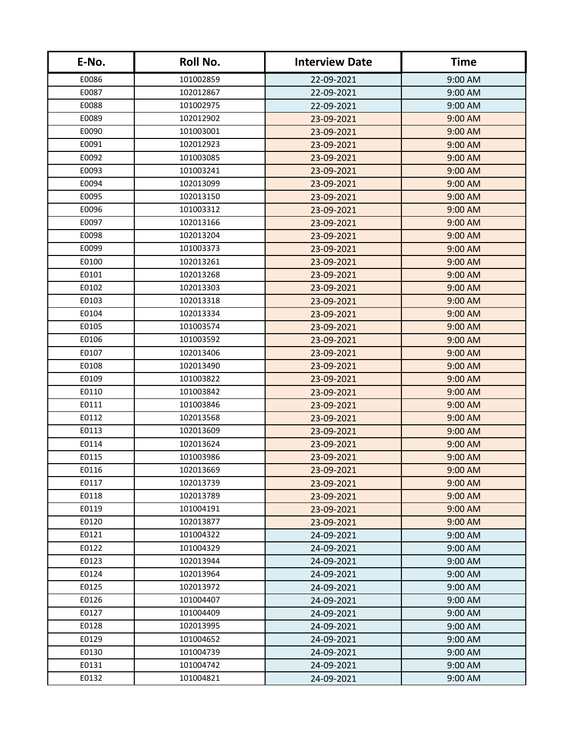| E-No. | Roll No. | Interview Date | Time |
|---|---|---|---|
| E0086 | 101002859 | 22-09-2021 | 9:00 AM |
| E0087 | 102012867 | 22-09-2021 | 9:00 AM |
| E0088 | 101002975 | 22-09-2021 | 9:00 AM |
| E0089 | 102012902 | 23-09-2021 | 9:00 AM |
| E0090 | 101003001 | 23-09-2021 | 9:00 AM |
| E0091 | 102012923 | 23-09-2021 | 9:00 AM |
| E0092 | 101003085 | 23-09-2021 | 9:00 AM |
| E0093 | 101003241 | 23-09-2021 | 9:00 AM |
| E0094 | 102013099 | 23-09-2021 | 9:00 AM |
| E0095 | 102013150 | 23-09-2021 | 9:00 AM |
| E0096 | 101003312 | 23-09-2021 | 9:00 AM |
| E0097 | 102013166 | 23-09-2021 | 9:00 AM |
| E0098 | 102013204 | 23-09-2021 | 9:00 AM |
| E0099 | 101003373 | 23-09-2021 | 9:00 AM |
| E0100 | 102013261 | 23-09-2021 | 9:00 AM |
| E0101 | 102013268 | 23-09-2021 | 9:00 AM |
| E0102 | 102013303 | 23-09-2021 | 9:00 AM |
| E0103 | 102013318 | 23-09-2021 | 9:00 AM |
| E0104 | 102013334 | 23-09-2021 | 9:00 AM |
| E0105 | 101003574 | 23-09-2021 | 9:00 AM |
| E0106 | 101003592 | 23-09-2021 | 9:00 AM |
| E0107 | 102013406 | 23-09-2021 | 9:00 AM |
| E0108 | 102013490 | 23-09-2021 | 9:00 AM |
| E0109 | 101003822 | 23-09-2021 | 9:00 AM |
| E0110 | 101003842 | 23-09-2021 | 9:00 AM |
| E0111 | 101003846 | 23-09-2021 | 9:00 AM |
| E0112 | 102013568 | 23-09-2021 | 9:00 AM |
| E0113 | 102013609 | 23-09-2021 | 9:00 AM |
| E0114 | 102013624 | 23-09-2021 | 9:00 AM |
| E0115 | 101003986 | 23-09-2021 | 9:00 AM |
| E0116 | 102013669 | 23-09-2021 | 9:00 AM |
| E0117 | 102013739 | 23-09-2021 | 9:00 AM |
| E0118 | 102013789 | 23-09-2021 | 9:00 AM |
| E0119 | 101004191 | 23-09-2021 | 9:00 AM |
| E0120 | 102013877 | 23-09-2021 | 9:00 AM |
| E0121 | 101004322 | 24-09-2021 | 9:00 AM |
| E0122 | 101004329 | 24-09-2021 | 9:00 AM |
| E0123 | 102013944 | 24-09-2021 | 9:00 AM |
| E0124 | 102013964 | 24-09-2021 | 9:00 AM |
| E0125 | 102013972 | 24-09-2021 | 9:00 AM |
| E0126 | 101004407 | 24-09-2021 | 9:00 AM |
| E0127 | 101004409 | 24-09-2021 | 9:00 AM |
| E0128 | 102013995 | 24-09-2021 | 9:00 AM |
| E0129 | 101004652 | 24-09-2021 | 9:00 AM |
| E0130 | 101004739 | 24-09-2021 | 9:00 AM |
| E0131 | 101004742 | 24-09-2021 | 9:00 AM |
| E0132 | 101004821 | 24-09-2021 | 9:00 AM |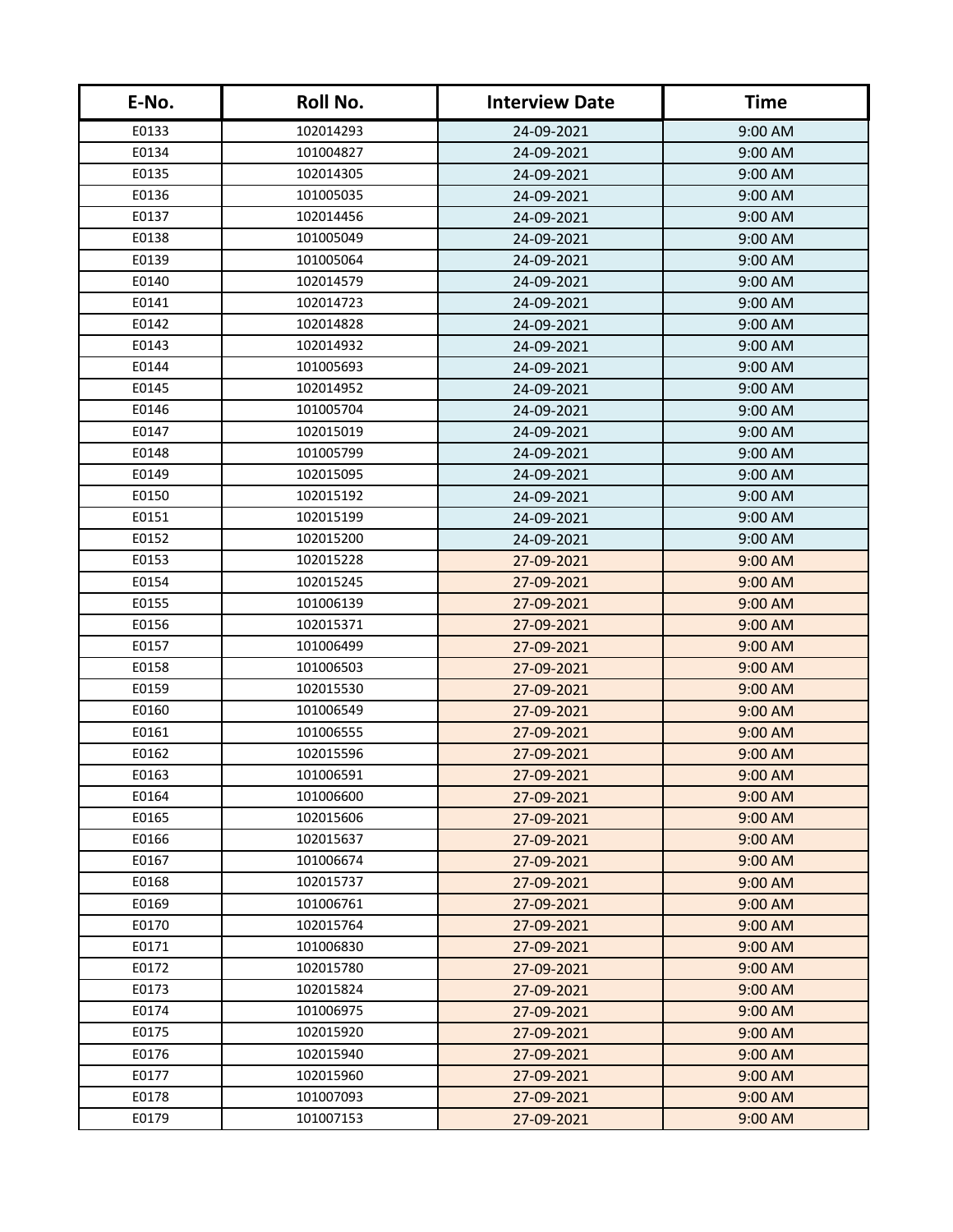| E-No. | Roll No. | Interview Date | Time |
|---|---|---|---|
| E0133 | 102014293 | 24-09-2021 | 9:00 AM |
| E0134 | 101004827 | 24-09-2021 | 9:00 AM |
| E0135 | 102014305 | 24-09-2021 | 9:00 AM |
| E0136 | 101005035 | 24-09-2021 | 9:00 AM |
| E0137 | 102014456 | 24-09-2021 | 9:00 AM |
| E0138 | 101005049 | 24-09-2021 | 9:00 AM |
| E0139 | 101005064 | 24-09-2021 | 9:00 AM |
| E0140 | 102014579 | 24-09-2021 | 9:00 AM |
| E0141 | 102014723 | 24-09-2021 | 9:00 AM |
| E0142 | 102014828 | 24-09-2021 | 9:00 AM |
| E0143 | 102014932 | 24-09-2021 | 9:00 AM |
| E0144 | 101005693 | 24-09-2021 | 9:00 AM |
| E0145 | 102014952 | 24-09-2021 | 9:00 AM |
| E0146 | 101005704 | 24-09-2021 | 9:00 AM |
| E0147 | 102015019 | 24-09-2021 | 9:00 AM |
| E0148 | 101005799 | 24-09-2021 | 9:00 AM |
| E0149 | 102015095 | 24-09-2021 | 9:00 AM |
| E0150 | 102015192 | 24-09-2021 | 9:00 AM |
| E0151 | 102015199 | 24-09-2021 | 9:00 AM |
| E0152 | 102015200 | 24-09-2021 | 9:00 AM |
| E0153 | 102015228 | 27-09-2021 | 9:00 AM |
| E0154 | 102015245 | 27-09-2021 | 9:00 AM |
| E0155 | 101006139 | 27-09-2021 | 9:00 AM |
| E0156 | 102015371 | 27-09-2021 | 9:00 AM |
| E0157 | 101006499 | 27-09-2021 | 9:00 AM |
| E0158 | 101006503 | 27-09-2021 | 9:00 AM |
| E0159 | 102015530 | 27-09-2021 | 9:00 AM |
| E0160 | 101006549 | 27-09-2021 | 9:00 AM |
| E0161 | 101006555 | 27-09-2021 | 9:00 AM |
| E0162 | 102015596 | 27-09-2021 | 9:00 AM |
| E0163 | 101006591 | 27-09-2021 | 9:00 AM |
| E0164 | 101006600 | 27-09-2021 | 9:00 AM |
| E0165 | 102015606 | 27-09-2021 | 9:00 AM |
| E0166 | 102015637 | 27-09-2021 | 9:00 AM |
| E0167 | 101006674 | 27-09-2021 | 9:00 AM |
| E0168 | 102015737 | 27-09-2021 | 9:00 AM |
| E0169 | 101006761 | 27-09-2021 | 9:00 AM |
| E0170 | 102015764 | 27-09-2021 | 9:00 AM |
| E0171 | 101006830 | 27-09-2021 | 9:00 AM |
| E0172 | 102015780 | 27-09-2021 | 9:00 AM |
| E0173 | 102015824 | 27-09-2021 | 9:00 AM |
| E0174 | 101006975 | 27-09-2021 | 9:00 AM |
| E0175 | 102015920 | 27-09-2021 | 9:00 AM |
| E0176 | 102015940 | 27-09-2021 | 9:00 AM |
| E0177 | 102015960 | 27-09-2021 | 9:00 AM |
| E0178 | 101007093 | 27-09-2021 | 9:00 AM |
| E0179 | 101007153 | 27-09-2021 | 9:00 AM |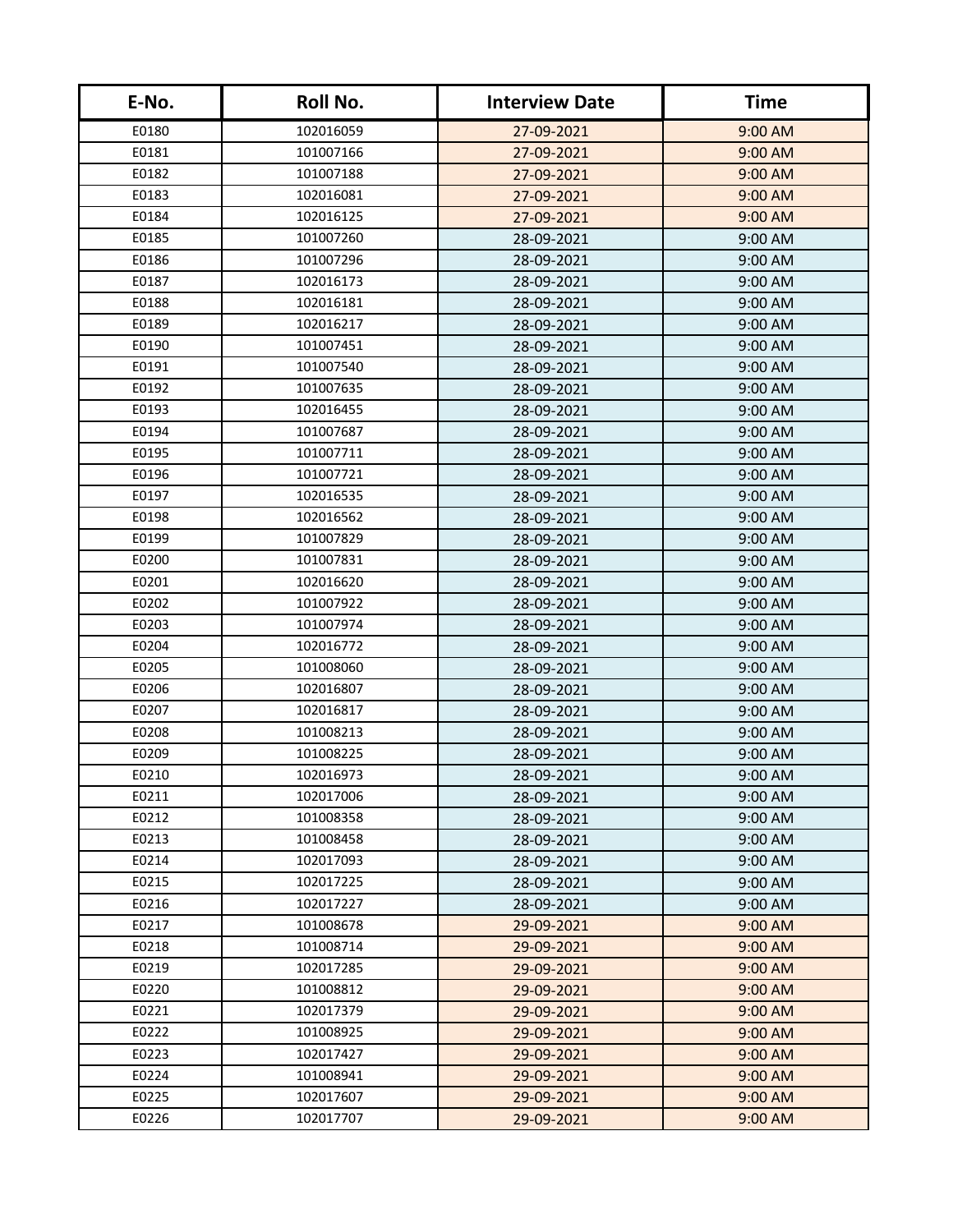| E-No. | Roll No. | Interview Date | Time |
| --- | --- | --- | --- |
| E0180 | 102016059 | 27-09-2021 | 9:00 AM |
| E0181 | 101007166 | 27-09-2021 | 9:00 AM |
| E0182 | 101007188 | 27-09-2021 | 9:00 AM |
| E0183 | 102016081 | 27-09-2021 | 9:00 AM |
| E0184 | 102016125 | 27-09-2021 | 9:00 AM |
| E0185 | 101007260 | 28-09-2021 | 9:00 AM |
| E0186 | 101007296 | 28-09-2021 | 9:00 AM |
| E0187 | 102016173 | 28-09-2021 | 9:00 AM |
| E0188 | 102016181 | 28-09-2021 | 9:00 AM |
| E0189 | 102016217 | 28-09-2021 | 9:00 AM |
| E0190 | 101007451 | 28-09-2021 | 9:00 AM |
| E0191 | 101007540 | 28-09-2021 | 9:00 AM |
| E0192 | 101007635 | 28-09-2021 | 9:00 AM |
| E0193 | 102016455 | 28-09-2021 | 9:00 AM |
| E0194 | 101007687 | 28-09-2021 | 9:00 AM |
| E0195 | 101007711 | 28-09-2021 | 9:00 AM |
| E0196 | 101007721 | 28-09-2021 | 9:00 AM |
| E0197 | 102016535 | 28-09-2021 | 9:00 AM |
| E0198 | 102016562 | 28-09-2021 | 9:00 AM |
| E0199 | 101007829 | 28-09-2021 | 9:00 AM |
| E0200 | 101007831 | 28-09-2021 | 9:00 AM |
| E0201 | 102016620 | 28-09-2021 | 9:00 AM |
| E0202 | 101007922 | 28-09-2021 | 9:00 AM |
| E0203 | 101007974 | 28-09-2021 | 9:00 AM |
| E0204 | 102016772 | 28-09-2021 | 9:00 AM |
| E0205 | 101008060 | 28-09-2021 | 9:00 AM |
| E0206 | 102016807 | 28-09-2021 | 9:00 AM |
| E0207 | 102016817 | 28-09-2021 | 9:00 AM |
| E0208 | 101008213 | 28-09-2021 | 9:00 AM |
| E0209 | 101008225 | 28-09-2021 | 9:00 AM |
| E0210 | 102016973 | 28-09-2021 | 9:00 AM |
| E0211 | 102017006 | 28-09-2021 | 9:00 AM |
| E0212 | 101008358 | 28-09-2021 | 9:00 AM |
| E0213 | 101008458 | 28-09-2021 | 9:00 AM |
| E0214 | 102017093 | 28-09-2021 | 9:00 AM |
| E0215 | 102017225 | 28-09-2021 | 9:00 AM |
| E0216 | 102017227 | 28-09-2021 | 9:00 AM |
| E0217 | 101008678 | 29-09-2021 | 9:00 AM |
| E0218 | 101008714 | 29-09-2021 | 9:00 AM |
| E0219 | 102017285 | 29-09-2021 | 9:00 AM |
| E0220 | 101008812 | 29-09-2021 | 9:00 AM |
| E0221 | 102017379 | 29-09-2021 | 9:00 AM |
| E0222 | 101008925 | 29-09-2021 | 9:00 AM |
| E0223 | 102017427 | 29-09-2021 | 9:00 AM |
| E0224 | 101008941 | 29-09-2021 | 9:00 AM |
| E0225 | 102017607 | 29-09-2021 | 9:00 AM |
| E0226 | 102017707 | 29-09-2021 | 9:00 AM |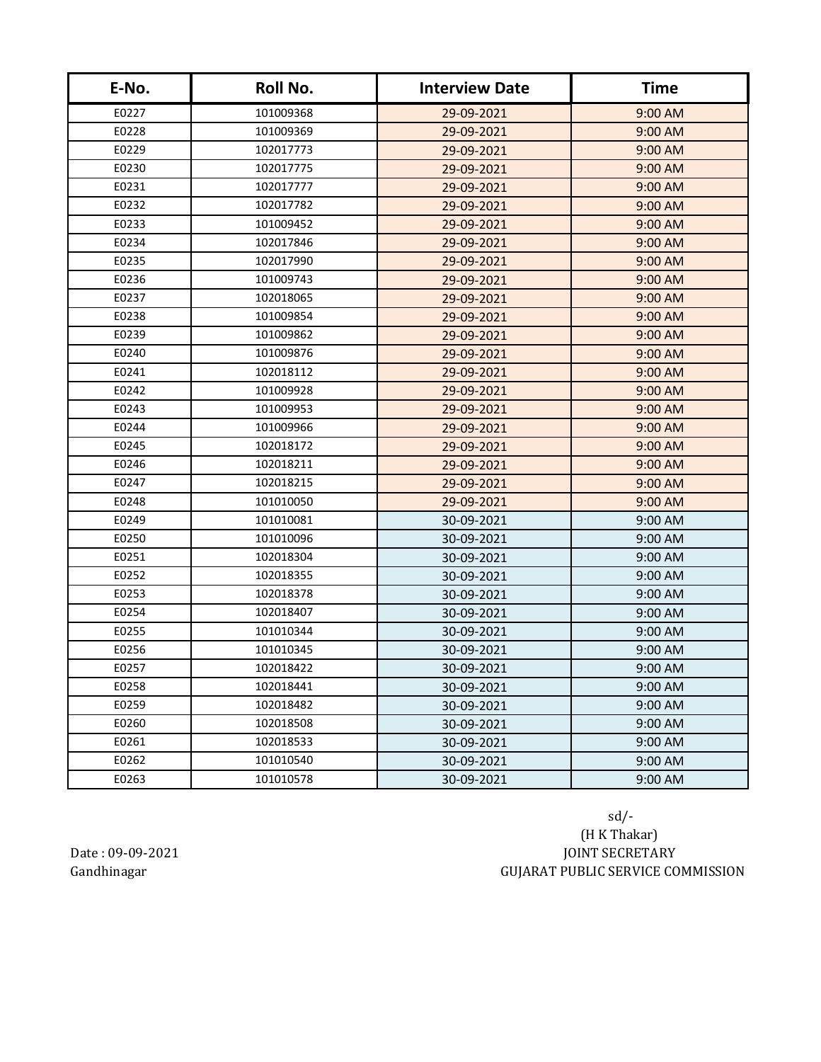| E-No. | Roll No. | Interview Date | Time |
|---|---|---|---|
| E0227 | 101009368 | 29-09-2021 | 9:00 AM |
| E0228 | 101009369 | 29-09-2021 | 9:00 AM |
| E0229 | 102017773 | 29-09-2021 | 9:00 AM |
| E0230 | 102017775 | 29-09-2021 | 9:00 AM |
| E0231 | 102017777 | 29-09-2021 | 9:00 AM |
| E0232 | 102017782 | 29-09-2021 | 9:00 AM |
| E0233 | 101009452 | 29-09-2021 | 9:00 AM |
| E0234 | 102017846 | 29-09-2021 | 9:00 AM |
| E0235 | 102017990 | 29-09-2021 | 9:00 AM |
| E0236 | 101009743 | 29-09-2021 | 9:00 AM |
| E0237 | 102018065 | 29-09-2021 | 9:00 AM |
| E0238 | 101009854 | 29-09-2021 | 9:00 AM |
| E0239 | 101009862 | 29-09-2021 | 9:00 AM |
| E0240 | 101009876 | 29-09-2021 | 9:00 AM |
| E0241 | 102018112 | 29-09-2021 | 9:00 AM |
| E0242 | 101009928 | 29-09-2021 | 9:00 AM |
| E0243 | 101009953 | 29-09-2021 | 9:00 AM |
| E0244 | 101009966 | 29-09-2021 | 9:00 AM |
| E0245 | 102018172 | 29-09-2021 | 9:00 AM |
| E0246 | 102018211 | 29-09-2021 | 9:00 AM |
| E0247 | 102018215 | 29-09-2021 | 9:00 AM |
| E0248 | 101010050 | 29-09-2021 | 9:00 AM |
| E0249 | 101010081 | 30-09-2021 | 9:00 AM |
| E0250 | 101010096 | 30-09-2021 | 9:00 AM |
| E0251 | 102018304 | 30-09-2021 | 9:00 AM |
| E0252 | 102018355 | 30-09-2021 | 9:00 AM |
| E0253 | 102018378 | 30-09-2021 | 9:00 AM |
| E0254 | 102018407 | 30-09-2021 | 9:00 AM |
| E0255 | 101010344 | 30-09-2021 | 9:00 AM |
| E0256 | 101010345 | 30-09-2021 | 9:00 AM |
| E0257 | 102018422 | 30-09-2021 | 9:00 AM |
| E0258 | 102018441 | 30-09-2021 | 9:00 AM |
| E0259 | 102018482 | 30-09-2021 | 9:00 AM |
| E0260 | 102018508 | 30-09-2021 | 9:00 AM |
| E0261 | 102018533 | 30-09-2021 | 9:00 AM |
| E0262 | 101010540 | 30-09-2021 | 9:00 AM |
| E0263 | 101010578 | 30-09-2021 | 9:00 AM |

sd/-
(H K Thakar)
JOINT SECRETARY
GUJARAT PUBLIC SERVICE COMMISSION

Date : 09-09-2021
Gandhinagar